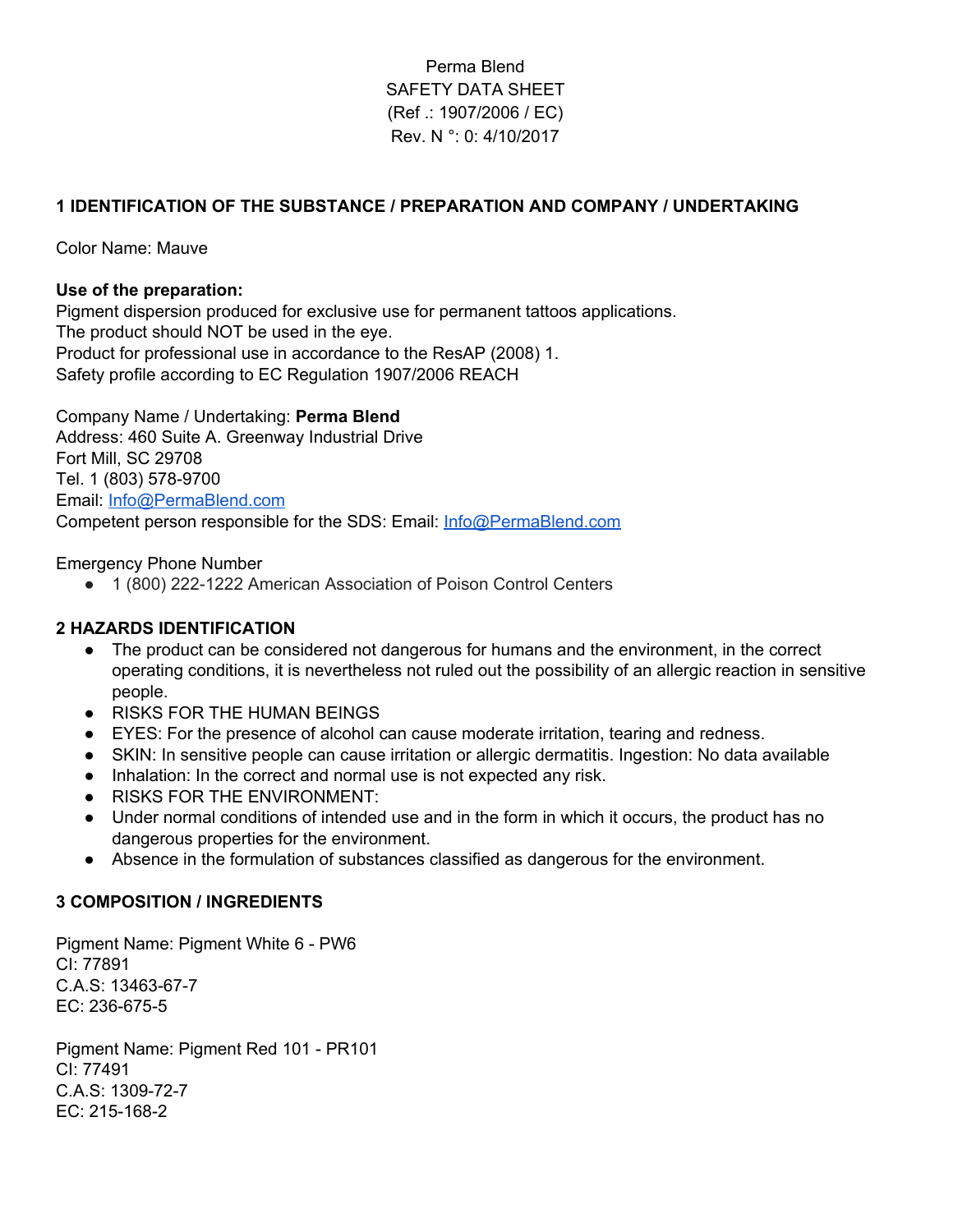Perma Blend
SAFETY DATA SHEET
(Ref .: 1907/2006 / EC)
Rev. N °: 0: 4/10/2017

## 1 IDENTIFICATION OF THE SUBSTANCE / PREPARATION AND COMPANY / UNDERTAKING

Color Name: Mauve

**Use of the preparation:**
Pigment dispersion produced for exclusive use for permanent tattoos applications.
The product should NOT be used in the eye.
Product for professional use in accordance to the ResAP (2008) 1.
Safety profile according to EC Regulation 1907/2006 REACH

Company Name / Undertaking: **Perma Blend**
Address: 460 Suite A. Greenway Industrial Drive
Fort Mill, SC 29708
Tel. 1 (803) 578-9700
Email: Info@PermaBlend.com
Competent person responsible for the SDS: Email: Info@PermaBlend.com

Emergency Phone Number

- 1 (800) 222-1222 American Association of Poison Control Centers

## 2 HAZARDS IDENTIFICATION

- The product can be considered not dangerous for humans and the environment, in the correct operating conditions, it is nevertheless not ruled out the possibility of an allergic reaction in sensitive people.
- RISKS FOR THE HUMAN BEINGS
- EYES: For the presence of alcohol can cause moderate irritation, tearing and redness.
- SKIN: In sensitive people can cause irritation or allergic dermatitis. Ingestion: No data available
- Inhalation: In the correct and normal use is not expected any risk.
- RISKS FOR THE ENVIRONMENT:
- Under normal conditions of intended use and in the form in which it occurs, the product has no dangerous properties for the environment.
- Absence in the formulation of substances classified as dangerous for the environment.

## 3 COMPOSITION / INGREDIENTS

Pigment Name: Pigment White 6 - PW6
CI: 77891
C.A.S: 13463-67-7
EC: 236-675-5

Pigment Name: Pigment Red 101 - PR101
CI: 77491
C.A.S: 1309-72-7
EC: 215-168-2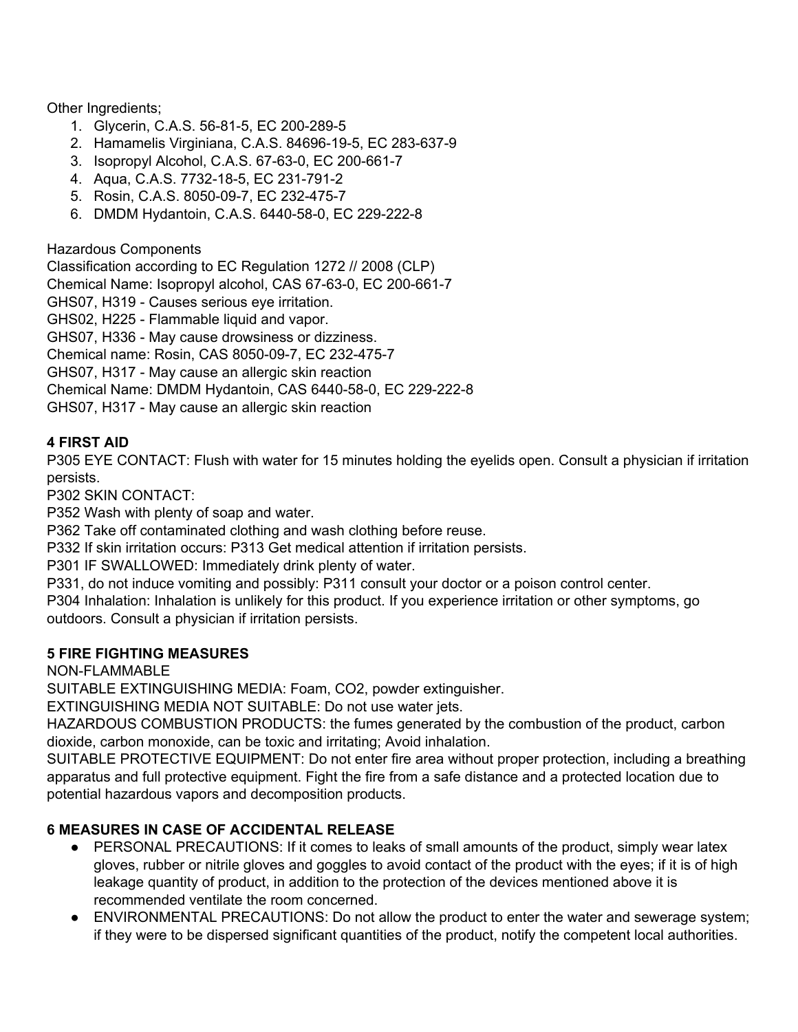Other Ingredients;

1. Glycerin, C.A.S. 56-81-5, EC 200-289-5
2. Hamamelis Virginiana, C.A.S. 84696-19-5, EC 283-637-9
3. Isopropyl Alcohol, C.A.S. 67-63-0, EC 200-661-7
4. Aqua, C.A.S. 7732-18-5, EC 231-791-2
5. Rosin, C.A.S. 8050-09-7, EC 232-475-7
6. DMDM Hydantoin, C.A.S. 6440-58-0, EC 229-222-8

Hazardous Components
Classification according to EC Regulation 1272 // 2008 (CLP)
Chemical Name: Isopropyl alcohol, CAS 67-63-0, EC 200-661-7
GHS07, H319 - Causes serious eye irritation.
GHS02, H225 - Flammable liquid and vapor.
GHS07, H336 - May cause drowsiness or dizziness.
Chemical name: Rosin, CAS 8050-09-7, EC 232-475-7
GHS07, H317 - May cause an allergic skin reaction
Chemical Name: DMDM Hydantoin, CAS 6440-58-0, EC 229-222-8
GHS07, H317 - May cause an allergic skin reaction

**4 FIRST AID**

P305 EYE CONTACT: Flush with water for 15 minutes holding the eyelids open. Consult a physician if irritation persists.
P302 SKIN CONTACT:
P352 Wash with plenty of soap and water.
P362 Take off contaminated clothing and wash clothing before reuse.
P332 If skin irritation occurs: P313 Get medical attention if irritation persists.
P301 IF SWALLOWED: Immediately drink plenty of water.
P331, do not induce vomiting and possibly: P311 consult your doctor or a poison control center.
P304 Inhalation: Inhalation is unlikely for this product. If you experience irritation or other symptoms, go outdoors. Consult a physician if irritation persists.

**5 FIRE FIGHTING MEASURES**

NON-FLAMMABLE
SUITABLE EXTINGUISHING MEDIA: Foam, CO2, powder extinguisher.
EXTINGUISHING MEDIA NOT SUITABLE: Do not use water jets.
HAZARDOUS COMBUSTION PRODUCTS: the fumes generated by the combustion of the product, carbon dioxide, carbon monoxide, can be toxic and irritating; Avoid inhalation.
SUITABLE PROTECTIVE EQUIPMENT: Do not enter fire area without proper protection, including a breathing apparatus and full protective equipment. Fight the fire from a safe distance and a protected location due to potential hazardous vapors and decomposition products.

**6 MEASURES IN CASE OF ACCIDENTAL RELEASE**

- PERSONAL PRECAUTIONS: If it comes to leaks of small amounts of the product, simply wear latex gloves, rubber or nitrile gloves and goggles to avoid contact of the product with the eyes; if it is of high leakage quantity of product, in addition to the protection of the devices mentioned above it is recommended ventilate the room concerned.
- ENVIRONMENTAL PRECAUTIONS: Do not allow the product to enter the water and sewerage system; if they were to be dispersed significant quantities of the product, notify the competent local authorities.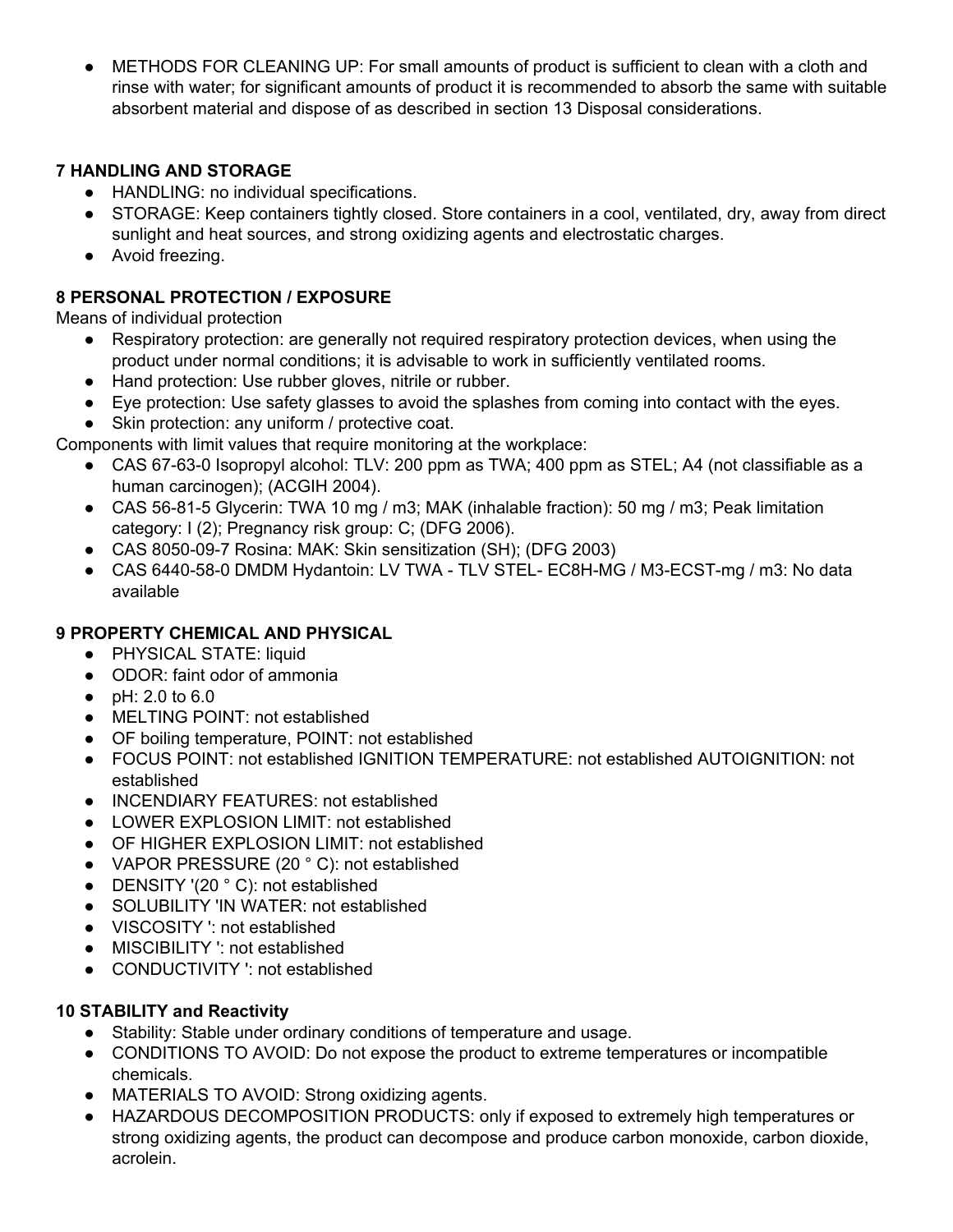- METHODS FOR CLEANING UP: For small amounts of product is sufficient to clean with a cloth and rinse with water; for significant amounts of product it is recommended to absorb the same with suitable absorbent material and dispose of as described in section 13 Disposal considerations.

**7 HANDLING AND STORAGE**

- HANDLING: no individual specifications.
- STORAGE: Keep containers tightly closed. Store containers in a cool, ventilated, dry, away from direct sunlight and heat sources, and strong oxidizing agents and electrostatic charges.
- Avoid freezing.

**8 PERSONAL PROTECTION / EXPOSURE**

Means of individual protection

- Respiratory protection: are generally not required respiratory protection devices, when using the product under normal conditions; it is advisable to work in sufficiently ventilated rooms.
- Hand protection: Use rubber gloves, nitrile or rubber.
- Eye protection: Use safety glasses to avoid the splashes from coming into contact with the eyes.
- Skin protection: any uniform / protective coat.

Components with limit values that require monitoring at the workplace:

- CAS 67-63-0 Isopropyl alcohol: TLV: 200 ppm as TWA; 400 ppm as STEL; A4 (not classifiable as a human carcinogen); (ACGIH 2004).
- CAS 56-81-5 Glycerin: TWA 10 mg / m3; MAK (inhalable fraction): 50 mg / m3; Peak limitation category: I (2); Pregnancy risk group: C; (DFG 2006).
- CAS 8050-09-7 Rosina: MAK: Skin sensitization (SH); (DFG 2003)
- CAS 6440-58-0 DMDM Hydantoin: LV TWA - TLV STEL- EC8H-MG / M3-ECST-mg / m3: No data available

**9 PROPERTY CHEMICAL AND PHYSICAL**

- PHYSICAL STATE: liquid
- ODOR: faint odor of ammonia
- pH: 2.0 to 6.0
- MELTING POINT: not established
- OF boiling temperature, POINT: not established
- FOCUS POINT: not established IGNITION TEMPERATURE: not established AUTOIGNITION: not established
- INCENDIARY FEATURES: not established
- LOWER EXPLOSION LIMIT: not established
- OF HIGHER EXPLOSION LIMIT: not established
- VAPOR PRESSURE (20 ° C): not established
- DENSITY '(20 ° C): not established
- SOLUBILITY 'IN WATER: not established
- VISCOSITY ': not established
- MISCIBILITY ': not established
- CONDUCTIVITY ': not established

**10 STABILITY and Reactivity**

- Stability: Stable under ordinary conditions of temperature and usage.
- CONDITIONS TO AVOID: Do not expose the product to extreme temperatures or incompatible chemicals.
- MATERIALS TO AVOID: Strong oxidizing agents.
- HAZARDOUS DECOMPOSITION PRODUCTS: only if exposed to extremely high temperatures or strong oxidizing agents, the product can decompose and produce carbon monoxide, carbon dioxide, acrolein.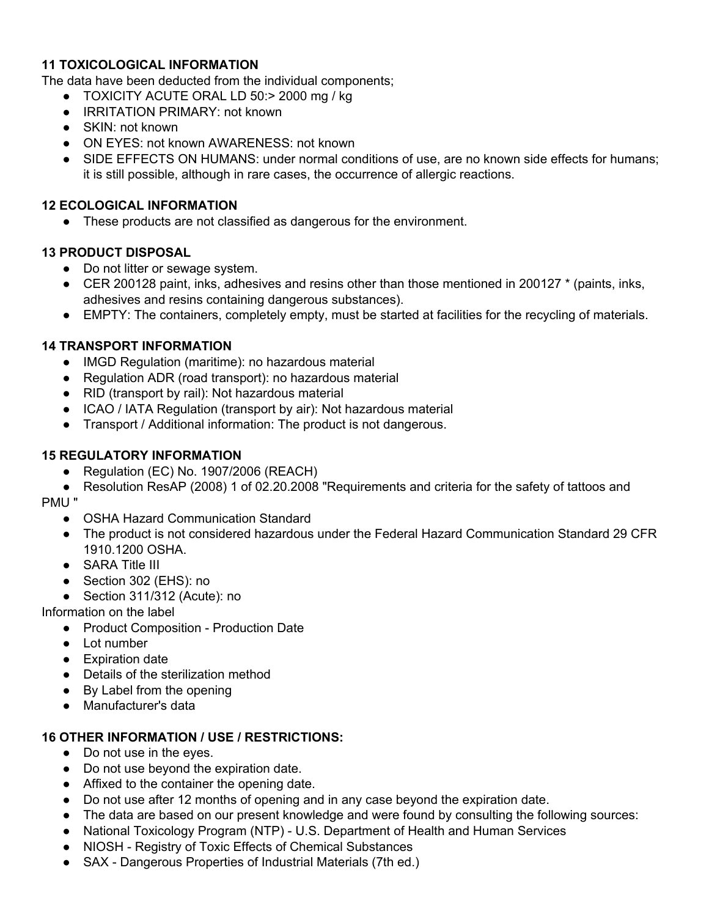## 11 TOXICOLOGICAL INFORMATION

The data have been deducted from the individual components;

- TOXICITY ACUTE ORAL LD 50:> 2000 mg / kg
- IRRITATION PRIMARY: not known
- SKIN: not known
- ON EYES: not known AWARENESS: not known
- SIDE EFFECTS ON HUMANS: under normal conditions of use, are no known side effects for humans; it is still possible, although in rare cases, the occurrence of allergic reactions.

## 12 ECOLOGICAL INFORMATION

- These products are not classified as dangerous for the environment.

## 13 PRODUCT DISPOSAL

- Do not litter or sewage system.
- CER 200128 paint, inks, adhesives and resins other than those mentioned in 200127 * (paints, inks, adhesives and resins containing dangerous substances).
- EMPTY: The containers, completely empty, must be started at facilities for the recycling of materials.

## 14 TRANSPORT INFORMATION

- IMGD Regulation (maritime): no hazardous material
- Regulation ADR (road transport): no hazardous material
- RID (transport by rail): Not hazardous material
- ICAO / IATA Regulation (transport by air): Not hazardous material
- Transport / Additional information: The product is not dangerous.

## 15 REGULATORY INFORMATION

- Regulation (EC) No. 1907/2006 (REACH)
- Resolution ResAP (2008) 1 of 02.20.2008 "Requirements and criteria for the safety of tattoos and PMU "
- OSHA Hazard Communication Standard
- The product is not considered hazardous under the Federal Hazard Communication Standard 29 CFR 1910.1200 OSHA.
- SARA Title III
- Section 302 (EHS): no
- Section 311/312 (Acute): no

Information on the label

- Product Composition - Production Date
- Lot number
- Expiration date
- Details of the sterilization method
- By Label from the opening
- Manufacturer's data

## 16 OTHER INFORMATION / USE / RESTRICTIONS:

- Do not use in the eyes.
- Do not use beyond the expiration date.
- Affixed to the container the opening date.
- Do not use after 12 months of opening and in any case beyond the expiration date.
- The data are based on our present knowledge and were found by consulting the following sources:
- National Toxicology Program (NTP) - U.S. Department of Health and Human Services
- NIOSH - Registry of Toxic Effects of Chemical Substances
- SAX - Dangerous Properties of Industrial Materials (7th ed.)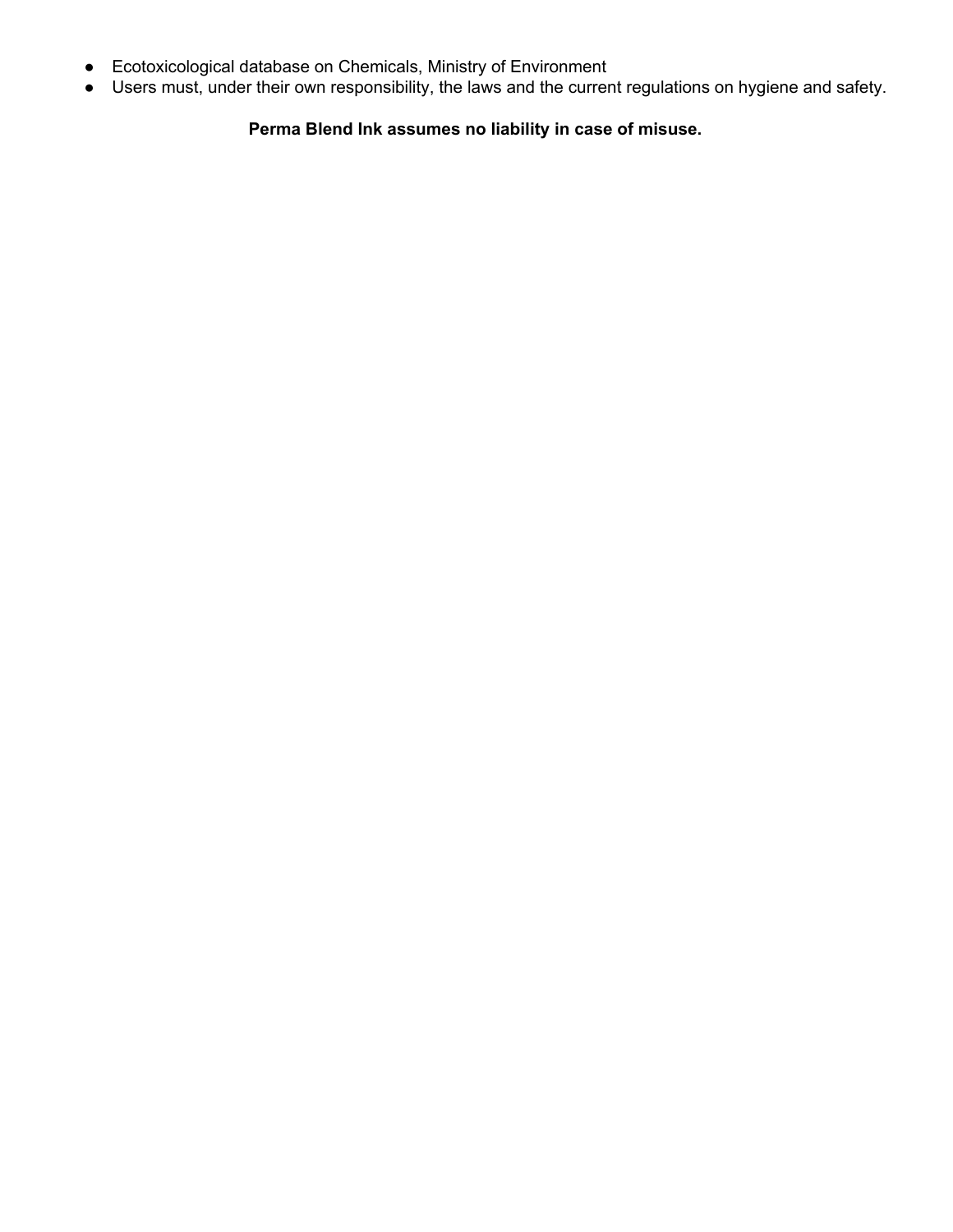- Ecotoxicological database on Chemicals, Ministry of Environment
- Users must, under their own responsibility, the laws and the current regulations on hygiene and safety.

**Perma Blend Ink assumes no liability in case of misuse.**